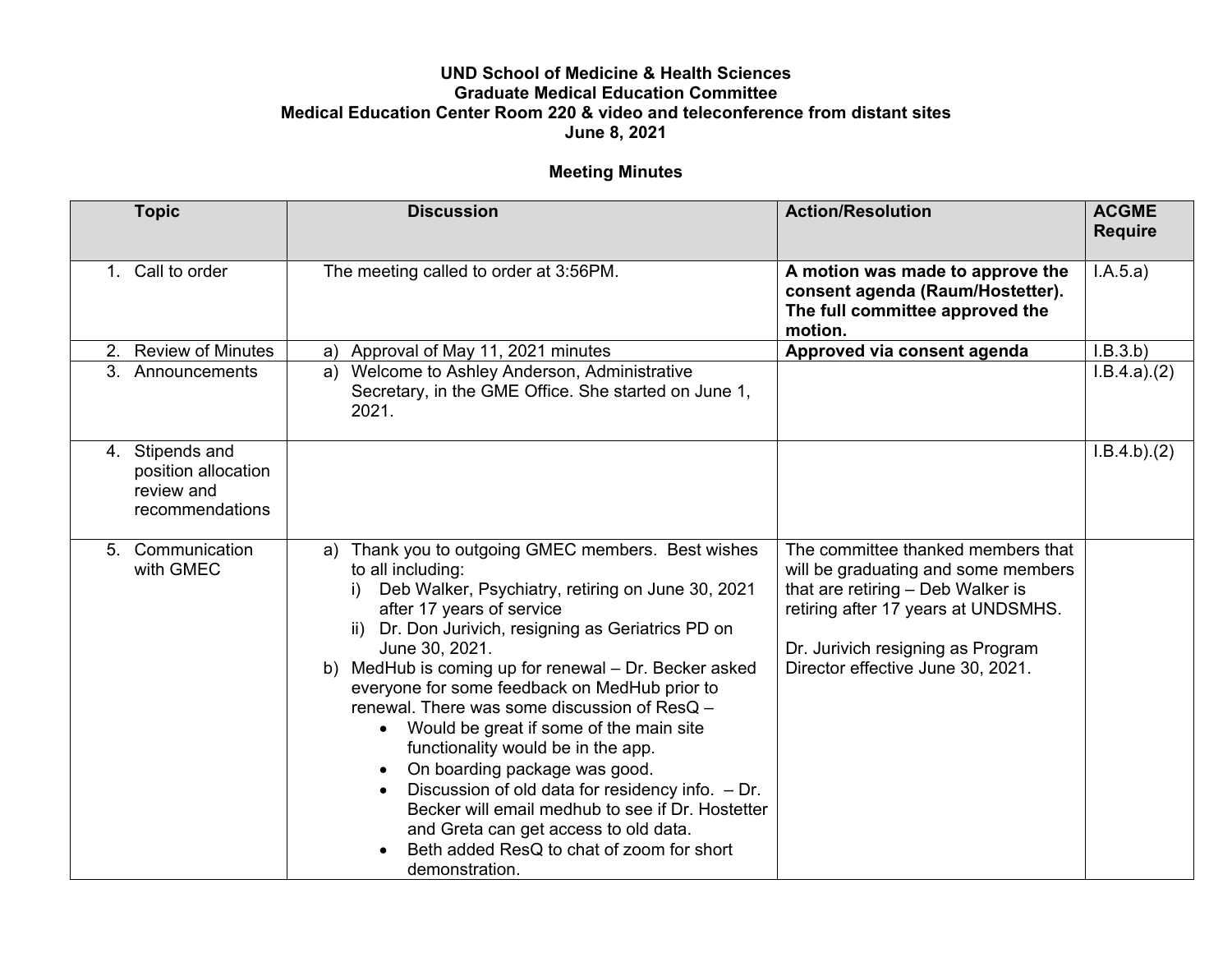**UND School of Medicine & Health Sciences**
**Graduate Medical Education Committee**
**Medical Education Center Room 220 & video and teleconference from distant sites**
**June 8, 2021**

**Meeting Minutes**

| Topic | Discussion | Action/Resolution | ACGME Require |
|---|---|---|---|
| 1. Call to order | The meeting called to order at 3:56PM. | **A motion was made to approve the consent agenda (Raum/Hostetter). The full committee approved the motion.** | I.A.5.a) |
| 2. Review of Minutes | a) Approval of May 11, 2021 minutes | **Approved via consent agenda** | I.B.3.b) |
| 3. Announcements | a) Welcome to Ashley Anderson, Administrative Secretary, in the GME Office. She started on June 1, 2021. | | I.B.4.a).(2) |
| 4. Stipends and position allocation review and recommendations | | | I.B.4.b).(2) |
| 5. Communication with GMEC | a) Thank you to outgoing GMEC members. Best wishes to all including:<br>i) Deb Walker, Psychiatry, retiring on June 30, 2021 after 17 years of service<br>ii) Dr. Don Jurivich, resigning as Geriatrics PD on June 30, 2021.<br>b) MedHub is coming up for renewal – Dr. Becker asked everyone for some feedback on MedHub prior to renewal. There was some discussion of ResQ –<br>• Would be great if some of the main site functionality would be in the app.<br>• On boarding package was good.<br>• Discussion of old data for residency info. – Dr. Becker will email medhub to see if Dr. Hostetter and Greta can get access to old data.<br>• Beth added ResQ to chat of zoom for short demonstration. | The committee thanked members that will be graduating and some members that are retiring – Deb Walker is retiring after 17 years at UNDSMHS.<br><br>Dr. Jurivich resigning as Program Director effective June 30, 2021. | |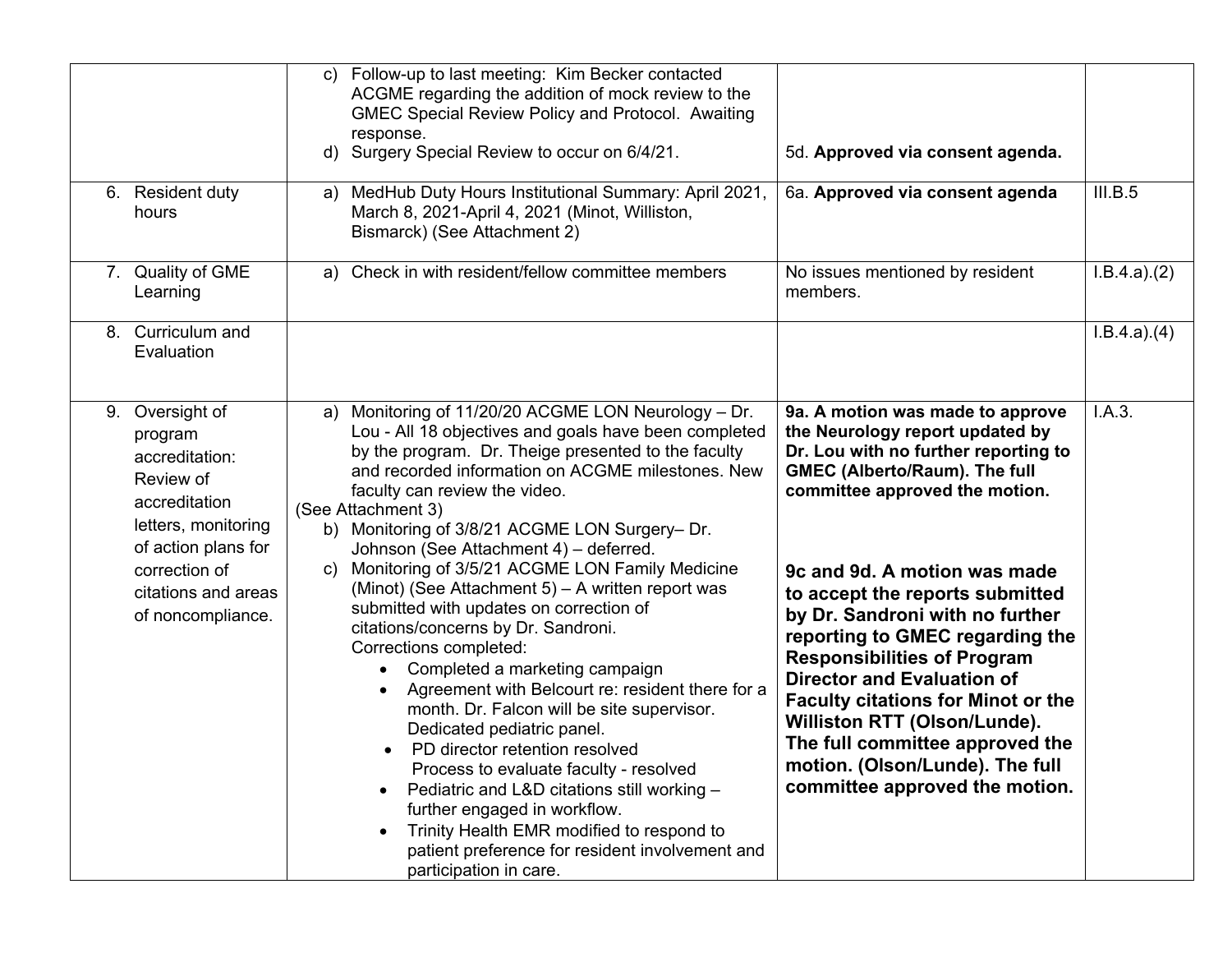| | | | |
|---|---|---|---|
| | c) Follow-up to last meeting: Kim Becker contacted ACGME regarding the addition of mock review to the GMEC Special Review Policy and Protocol. Awaiting response.<br>d) Surgery Special Review to occur on 6/4/21. | 5d. **Approved via consent agenda.** | |
| 6. Resident duty hours | a) MedHub Duty Hours Institutional Summary: April 2021, March 8, 2021-April 4, 2021 (Minot, Williston, Bismarck) (See Attachment 2) | 6a. **Approved via consent agenda** | III.B.5 |
| 7. Quality of GME Learning | a) Check in with resident/fellow committee members | No issues mentioned by resident members. | I.B.4.a).(2) |
| 8. Curriculum and Evaluation | | | I.B.4.a).(4) |
| 9. Oversight of program accreditation: Review of accreditation letters, monitoring of action plans for correction of citations and areas of noncompliance. | a) Monitoring of 11/20/20 ACGME LON Neurology – Dr. Lou - All 18 objectives and goals have been completed by the program. Dr. Theige presented to the faculty and recorded information on ACGME milestones. New faculty can review the video.<br>(See Attachment 3)<br>b) Monitoring of 3/8/21 ACGME LON Surgery– Dr. Johnson (See Attachment 4) – deferred.<br>c) Monitoring of 3/5/21 ACGME LON Family Medicine (Minot) (See Attachment 5) – A written report was submitted with updates on correction of citations/concerns by Dr. Sandroni.<br>Corrections completed:<br>• Completed a marketing campaign<br>• Agreement with Belcourt re: resident there for a month. Dr. Falcon will be site supervisor. Dedicated pediatric panel.<br>• PD director retention resolved<br>Process to evaluate faculty - resolved<br>• Pediatric and L&D citations still working – further engaged in workflow.<br>• Trinity Health EMR modified to respond to patient preference for resident involvement and participation in care. | **9a. A motion was made to approve the Neurology report updated by Dr. Lou with no further reporting to GMEC (Alberto/Raum). The full committee approved the motion.**<br><br>**9c and 9d. A motion was made to accept the reports submitted by Dr. Sandroni with no further reporting to GMEC regarding the Responsibilities of Program Director and Evaluation of Faculty citations for Minot or the Williston RTT (Olson/Lunde). The full committee approved the motion. (Olson/Lunde). The full committee approved the motion.** | I.A.3. |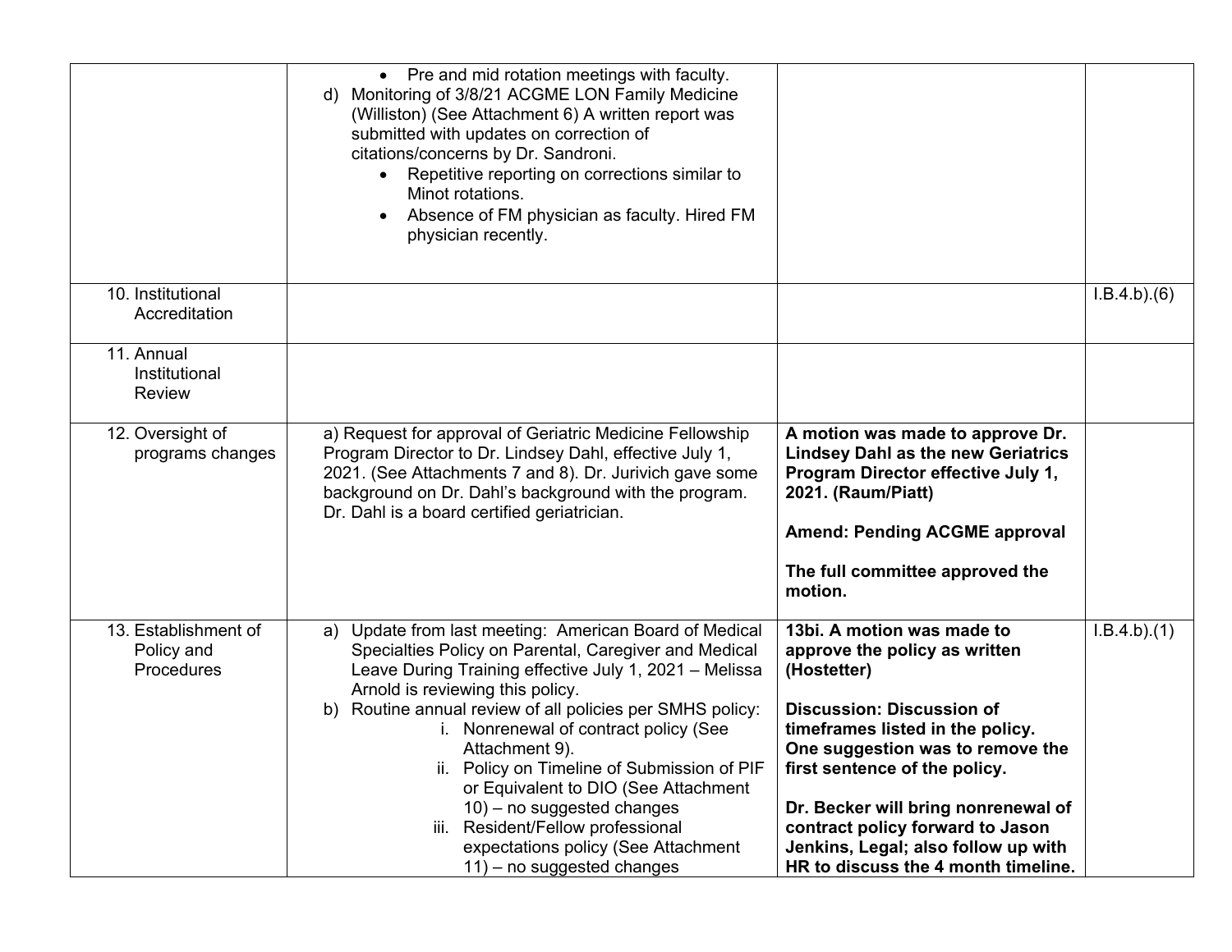| | | | |
|---|---|---|---|
| | • Pre and mid rotation meetings with faculty.<br>d) Monitoring of 3/8/21 ACGME LON Family Medicine (Williston) (See Attachment 6) A written report was submitted with updates on correction of citations/concerns by Dr. Sandroni.<br>• Repetitive reporting on corrections similar to Minot rotations.<br>• Absence of FM physician as faculty. Hired FM physician recently. | | |
| 10. Institutional Accreditation | | | I.B.4.b).(6) |
| 11. Annual Institutional Review | | | |
| 12. Oversight of programs changes | a) Request for approval of Geriatric Medicine Fellowship Program Director to Dr. Lindsey Dahl, effective July 1, 2021. (See Attachments 7 and 8). Dr. Jurivich gave some background on Dr. Dahl's background with the program. Dr. Dahl is a board certified geriatrician. | **A motion was made to approve Dr. Lindsey Dahl as the new Geriatrics Program Director effective July 1, 2021. (Raum/Piatt)**<br><br>**Amend: Pending ACGME approval**<br><br>**The full committee approved the motion.** | |
| 13. Establishment of Policy and Procedures | a) Update from last meeting: American Board of Medical Specialties Policy on Parental, Caregiver and Medical Leave During Training effective July 1, 2021 – Melissa Arnold is reviewing this policy.<br>b) Routine annual review of all policies per SMHS policy:<br>i. Nonrenewal of contract policy (See Attachment 9).<br>ii. Policy on Timeline of Submission of PIF or Equivalent to DIO (See Attachment 10) – no suggested changes<br>iii. Resident/Fellow professional expectations policy (See Attachment 11) – no suggested changes | **13bi. A motion was made to approve the policy as written (Hostetter)**<br><br>**Discussion: Discussion of timeframes listed in the policy. One suggestion was to remove the first sentence of the policy.**<br><br>**Dr. Becker will bring nonrenewal of contract policy forward to Jason Jenkins, Legal; also follow up with HR to discuss the 4 month timeline.** | I.B.4.b).(1) |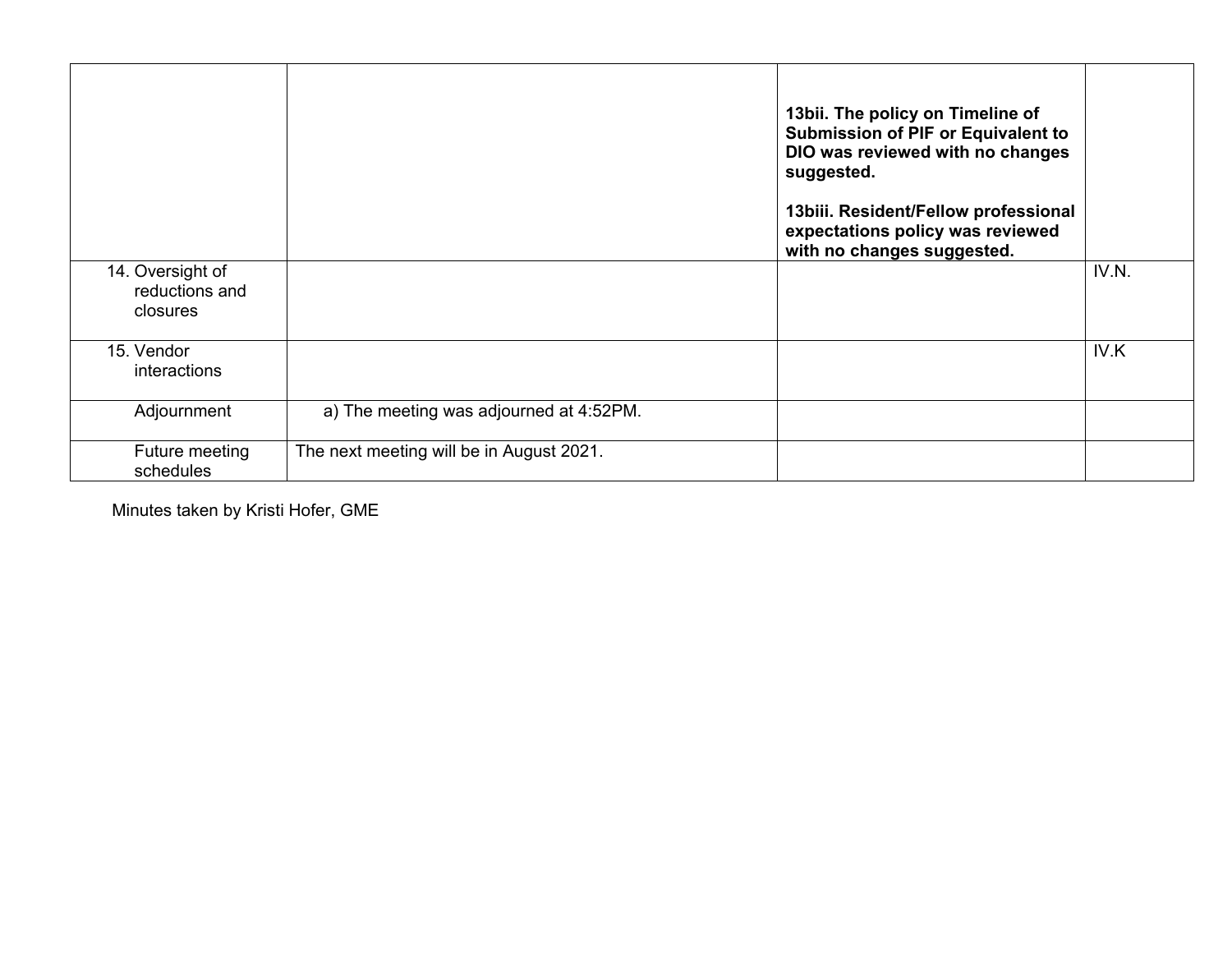| | | | |
|---|---|---|---|
| | | **13bii. The policy on Timeline of Submission of PIF or Equivalent to DIO was reviewed with no changes suggested.**<br><br>**13biii. Resident/Fellow professional expectations policy was reviewed with no changes suggested.** | |
| 14. Oversight of reductions and closures | | | IV.N. |
| 15. Vendor interactions | | | IV.K |
| Adjournment | a) The meeting was adjourned at 4:52PM. | | |
| Future meeting schedules | The next meeting will be in August 2021. | | |

Minutes taken by Kristi Hofer, GME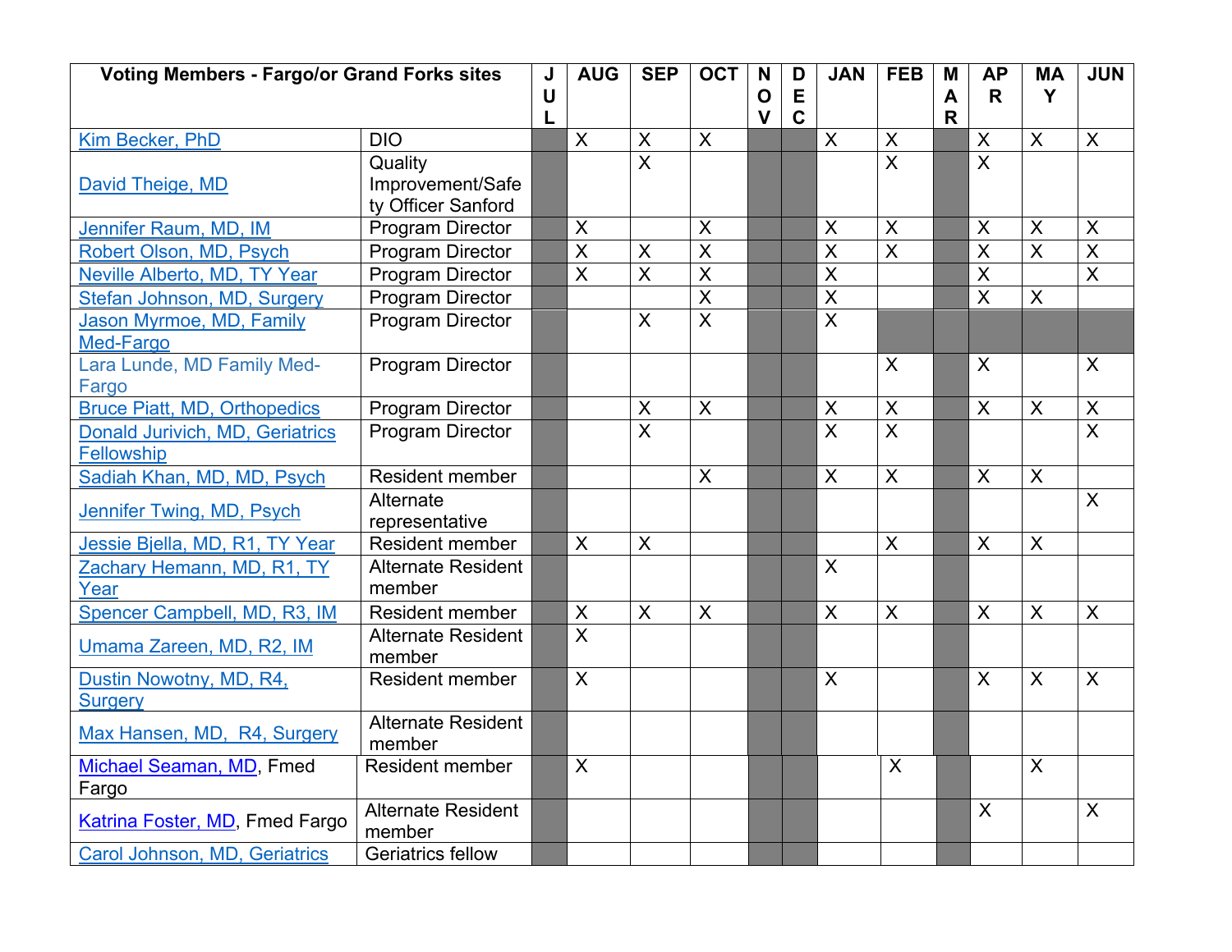| Voting Members - Fargo/or Grand Forks sites | | JUL | AUG | SEP | OCT | NOV | DEC | JAN | FEB | MAR | APR | MAY | JUN |
|---|---|---|---|---|---|---|---|---|---|---|---|---|---|
| Kim Becker, PhD | DIO | | X | X | X | | | X | X | | X | X | X |
| David Theige, MD | Quality Improvement/Safety Officer Sanford | | | X | | | | | X | | X | | |
| Jennifer Raum, MD, IM | Program Director | | X | | X | | | X | X | | X | X | X |
| Robert Olson, MD, Psych | Program Director | | X | X | X | | | X | X | | X | X | X |
| Neville Alberto, MD, TY Year | Program Director | | X | X | X | | | X | | | X | | X |
| Stefan Johnson, MD, Surgery | Program Director | | | | X | | | X | | | X | X | |
| Jason Myrmoe, MD, Family Med-Fargo | Program Director | | | X | X | | | X | | | | | |
| Lara Lunde, MD Family Med-Fargo | Program Director | | | | | | | | X | | X | | X |
| Bruce Piatt, MD, Orthopedics | Program Director | | | X | X | | | X | X | | X | X | X |
| Donald Jurivich, MD, Geriatrics Fellowship | Program Director | | | X | | | | X | X | | | | X |
| Sadiah Khan, MD, MD, Psych | Resident member | | | | X | | | X | X | | X | X | |
| Jennifer Twing, MD, Psych | Alternate representative | | | | | | | | | | | | X |
| Jessie Bjella, MD, R1, TY Year | Resident member | | X | X | | | | | X | | X | X | |
| Zachary Hemann, MD, R1, TY Year | Alternate Resident member | | | | | | | X | | | | | |
| Spencer Campbell, MD, R3, IM | Resident member | | X | X | X | | | X | X | | X | X | X |
| Umama Zareen, MD, R2, IM | Alternate Resident member | | X | | | | | | | | | | |
| Dustin Nowotny, MD, R4, Surgery | Resident member | | X | | | | | X | | | X | X | X |
| Max Hansen, MD, R4, Surgery | Alternate Resident member | | | | | | | | | | | | |
| Michael Seaman, MD, Fmed Fargo | Resident member | | X | | | | | | X | | | X | |
| Katrina Foster, MD, Fmed Fargo | Alternate Resident member | | | | | | | | | | X | | X |
| Carol Johnson, MD, Geriatrics | Geriatrics fellow | | | | | | | | | | | | |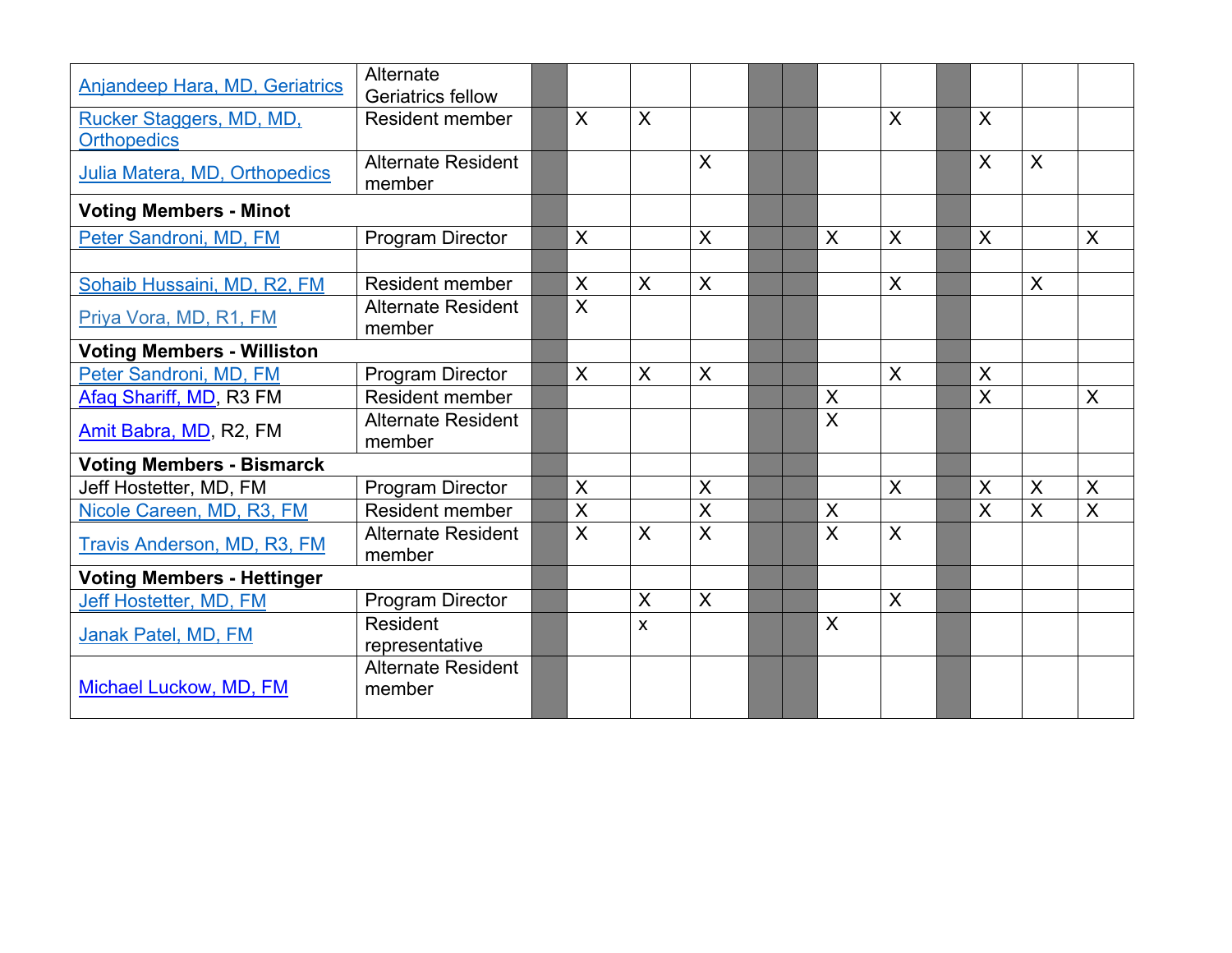| | | | | | | | | | | | | | |
|---|---|---|---|---|---|---|---|---|---|---|---|---|---|
| Anjandeep Hara, MD, Geriatrics | Alternate Geriatrics fellow | | | | | | | | | | | | |
| Rucker Staggers, MD, MD, Orthopedics | Resident member | | X | X | | | | | X | | X | | |
| Julia Matera, MD, Orthopedics | Alternate Resident member | | | | X | | | | | | X | X | |
| **Voting Members - Minot** | | | | | | | | | | | | | |
| Peter Sandroni, MD, FM | Program Director | | X | | X | | | X | X | | X | | X |
| | | | | | | | | | | | | | |
| Sohaib Hussaini, MD, R2, FM | Resident member | | X | X | X | | | | X | | | X | |
| Priya Vora, MD, R1, FM | Alternate Resident member | | X | | | | | | | | | | |
| **Voting Members - Williston** | | | | | | | | | | | | | |
| Peter Sandroni, MD, FM | Program Director | | X | X | X | | | | X | | X | | |
| Afaq Shariff, MD, R3 FM | Resident member | | | | | | | X | | | X | | X |
| Amit Babra, MD, R2, FM | Alternate Resident member | | | | | | | X | | | | | |
| **Voting Members - Bismarck** | | | | | | | | | | | | | |
| Jeff Hostetter, MD, FM | Program Director | | X | | X | | | | X | | X | X | X |
| Nicole Careen, MD, R3, FM | Resident member | | X | | X | | | X | | | X | X | X |
| Travis Anderson, MD, R3, FM | Alternate Resident member | | X | X | X | | | X | X | | | | |
| **Voting Members - Hettinger** | | | | | | | | | | | | | |
| Jeff Hostetter, MD, FM | Program Director | | | X | X | | | | X | | | | |
| Janak Patel, MD, FM | Resident representative | | | x | | | | X | | | | | |
| Michael Luckow, MD, FM | Alternate Resident member | | | | | | | | | | | | |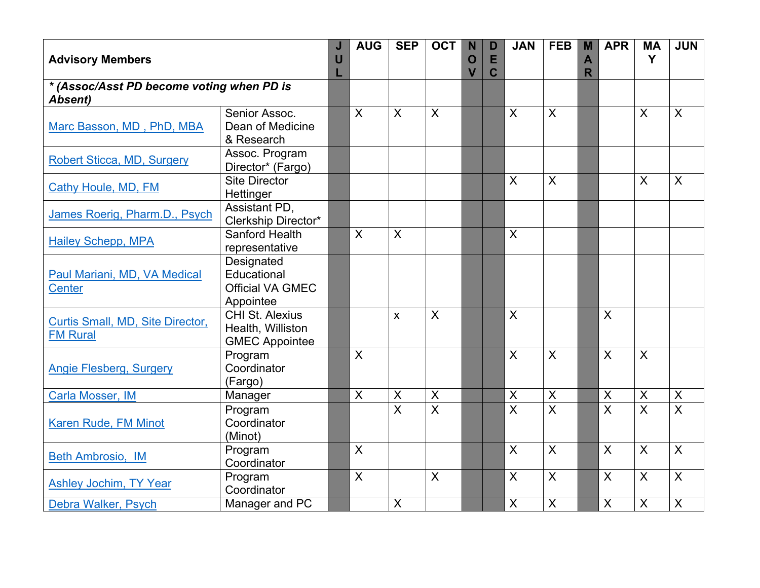| Advisory Members | | JUL | AUG | SEP | OCT | NOV | DEC | JAN | FEB | MAR | APR | MAY | JUN |
|---|---|---|---|---|---|---|---|---|---|---|---|---|---|
| ***(Assoc/Asst PD become voting when PD is Absent)** | | | | | | | | | | | | | |
| Marc Basson, MD , PhD, MBA | Senior Assoc. Dean of Medicine & Research | | X | X | X | | | X | X | | | X | X |
| Robert Sticca, MD, Surgery | Assoc. Program Director* (Fargo) | | | | | | | | | | | | |
| Cathy Houle, MD, FM | Site Director Hettinger | | | | | | | X | X | | | X | X |
| James Roerig, Pharm.D., Psych | Assistant PD, Clerkship Director* | | | | | | | | | | | | |
| Hailey Schepp, MPA | Sanford Health representative | | X | X | | | | X | | | | | |
| Paul Mariani, MD, VA Medical Center | Designated Educational Official VA GMEC Appointee | | | | | | | | | | | | |
| Curtis Small, MD, Site Director, FM Rural | CHI St. Alexius Health, Williston GMEC Appointee | | | x | X | | | X | | | X | | |
| Angie Flesberg, Surgery | Program Coordinator (Fargo) | | X | | | | | X | X | | X | X | |
| Carla Mosser, IM | Manager | | X | X | X | | | X | X | | X | X | X |
| Karen Rude, FM Minot | Program Coordinator (Minot) | | | X | X | | | X | X | | X | X | X |
| Beth Ambrosio, IM | Program Coordinator | | X | | | | | X | X | | X | X | X |
| Ashley Jochim, TY Year | Program Coordinator | | X | | X | | | X | X | | X | X | X |
| Debra Walker, Psych | Manager and PC | | | X | | | | X | X | | X | X | X |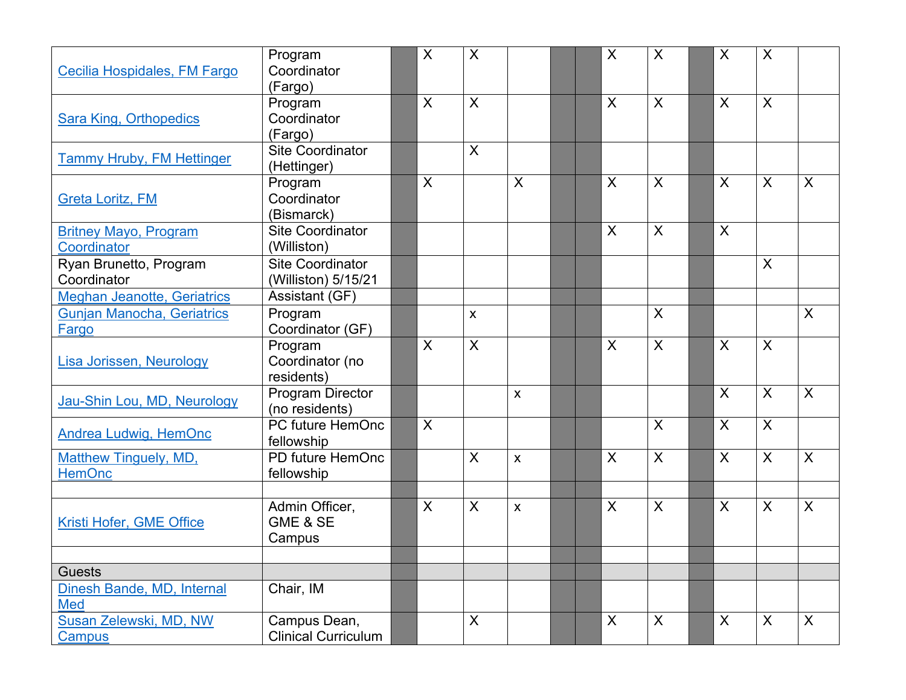| | | | | | | | | | | | | | |
|---|---|---|---|---|---|---|---|---|---|---|---|---|---|
| Cecilia Hospidales, FM Fargo | Program Coordinator (Fargo) | | X | X | | | | X | X | | X | X | |
| Sara King, Orthopedics | Program Coordinator (Fargo) | | X | X | | | | X | X | | X | X | |
| Tammy Hruby, FM Hettinger | Site Coordinator (Hettinger) | | | X | | | | | | | | | |
| Greta Loritz, FM | Program Coordinator (Bismarck) | | X | | X | | | X | X | | X | X | X |
| Britney Mayo, Program Coordinator | Site Coordinator (Williston) | | | | | | | X | X | | X | | |
| Ryan Brunetto, Program Coordinator | Site Coordinator (Williston) 5/15/21 | | | | | | | | | | | X | |
| Meghan Jeanotte, Geriatrics | Assistant (GF) | | | | | | | | | | | | |
| Gunjan Manocha, Geriatrics Fargo | Program Coordinator (GF) | | | x | | | | | X | | | | X |
| Lisa Jorissen, Neurology | Program Coordinator (no residents) | | X | X | | | | X | X | | X | X | |
| Jau-Shin Lou, MD, Neurology | Program Director (no residents) | | | | x | | | | | | X | X | X |
| Andrea Ludwig, HemOnc | PC future HemOnc fellowship | | X | | | | | | X | | X | X | |
| Matthew Tinguely, MD, HemOnc | PD future HemOnc fellowship | | | X | x | | | X | X | | X | X | X |
| | | | | | | | | | | | | | |
| Kristi Hofer, GME Office | Admin Officer, GME & SE Campus | | X | X | x | | | X | X | | X | X | X |
| | | | | | | | | | | | | | |
| Guests | | | | | | | | | | | | | |
| Dinesh Bande, MD, Internal Med | Chair, IM | | | | | | | | | | | | |
| Susan Zelewski, MD, NW Campus | Campus Dean, Clinical Curriculum | | | X | | | | X | X | | X | X | X |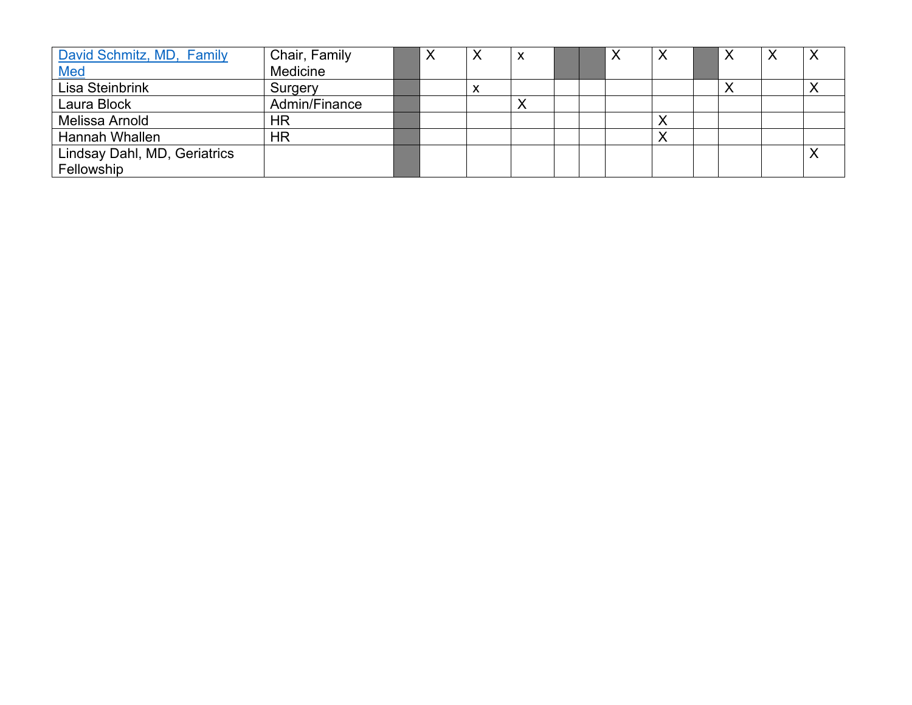| | | | | | | | | | | | | | |
|---|---|---|---|---|---|---|---|---|---|---|---|---|---|
| David Schmitz, MD, Family Med | Chair, Family Medicine | | X | X | x | | | X | X | | X | X | X |
| Lisa Steinbrink | Surgery | | | x | | | | | | | X | | X |
| Laura Block | Admin/Finance | | | | X | | | | | | | | |
| Melissa Arnold | HR | | | | | | | | X | | | | |
| Hannah Whallen | HR | | | | | | | | X | | | | |
| Lindsay Dahl, MD, Geriatrics Fellowship | | | | | | | | | | | | | X |